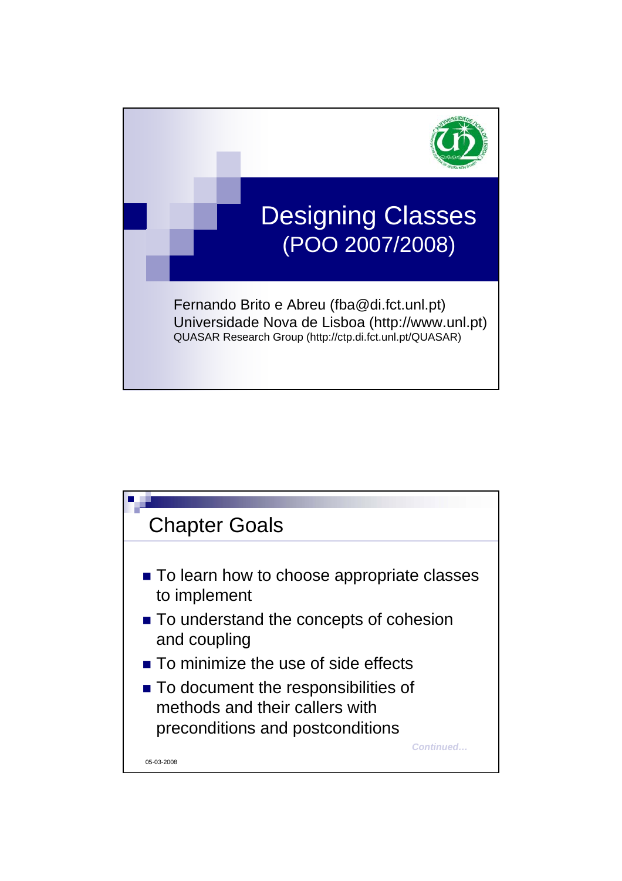# Designing Classes
## (POO 2007/2008)

Fernando Brito e Abreu (fba@di.fct.unl.pt)
Universidade Nova de Lisboa (http://www.unl.pt)
QUASAR Research Group (http://ctp.di.fct.unl.pt/QUASAR)

## Chapter Goals

- To learn how to choose appropriate classes to implement
- To understand the concepts of cohesion and coupling
- To minimize the use of side effects
- To document the responsibilities of methods and their callers with preconditions and postconditions

*Continued…*

05-03-2008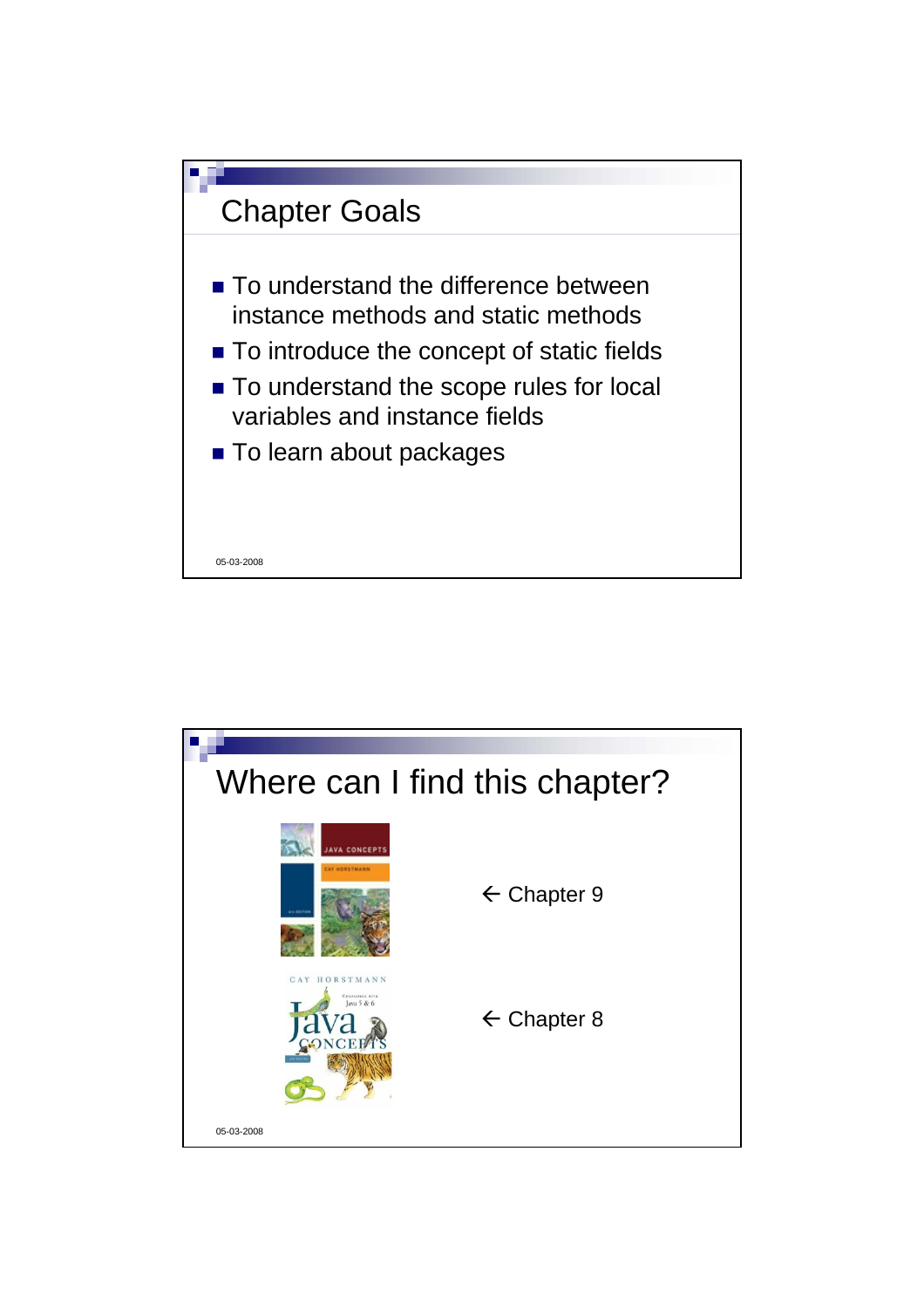## Chapter Goals

- To understand the difference between instance methods and static methods
- To introduce the concept of static fields
- To understand the scope rules for local variables and instance fields
- To learn about packages

05-03-2008

## Where can I find this chapter?

← Chapter 9

← Chapter 8

05-03-2008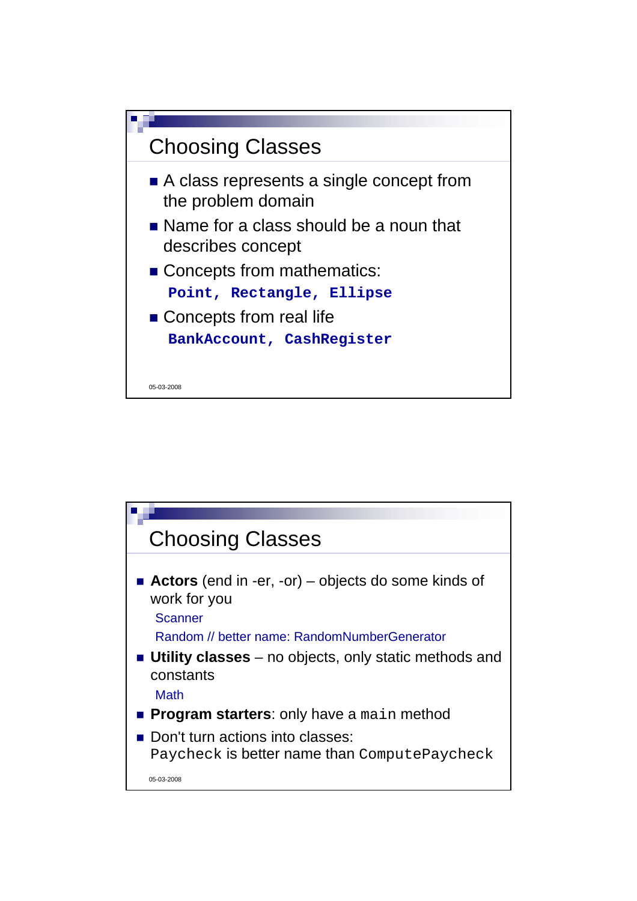## Choosing Classes

- A class represents a single concept from the problem domain
- Name for a class should be a noun that describes concept
- Concepts from mathematics:
  `Point, Rectangle, Ellipse`
- Concepts from real life
  `BankAccount, CashRegister`

## Choosing Classes

- **Actors** (end in -er, -or) – objects do some kinds of work for you
  Scanner
  Random // better name: RandomNumberGenerator
- **Utility classes** – no objects, only static methods and constants
  Math
- **Program starters**: only have a `main` method
- Don't turn actions into classes:
  `Paycheck` is better name than `ComputePaycheck`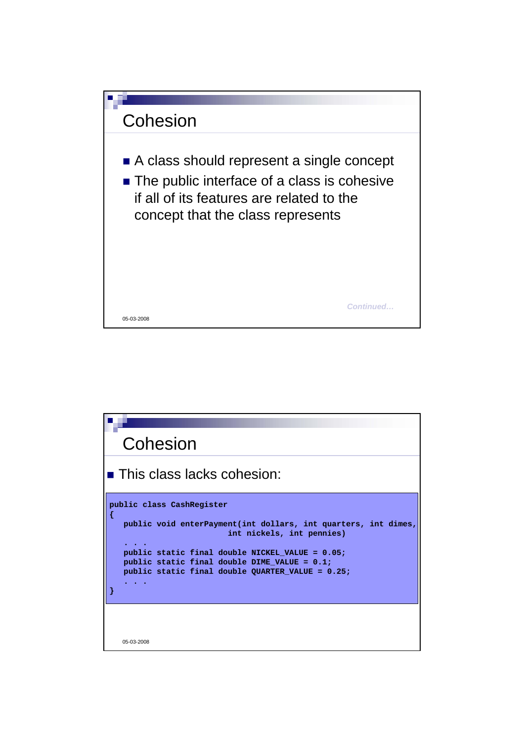# Cohesion

- A class should represent a single concept
- The public interface of a class is cohesive if all of its features are related to the concept that the class represents

*Continued…*

# Cohesion

- This class lacks cohesion:

```
public class CashRegister
{
   public void enterPayment(int dollars, int quarters, int dimes,
                            int nickels, int pennies)
   . . .
   public static final double NICKEL_VALUE = 0.05;
   public static final double DIME_VALUE = 0.1;
   public static final double QUARTER_VALUE = 0.25;
   . . .
}
```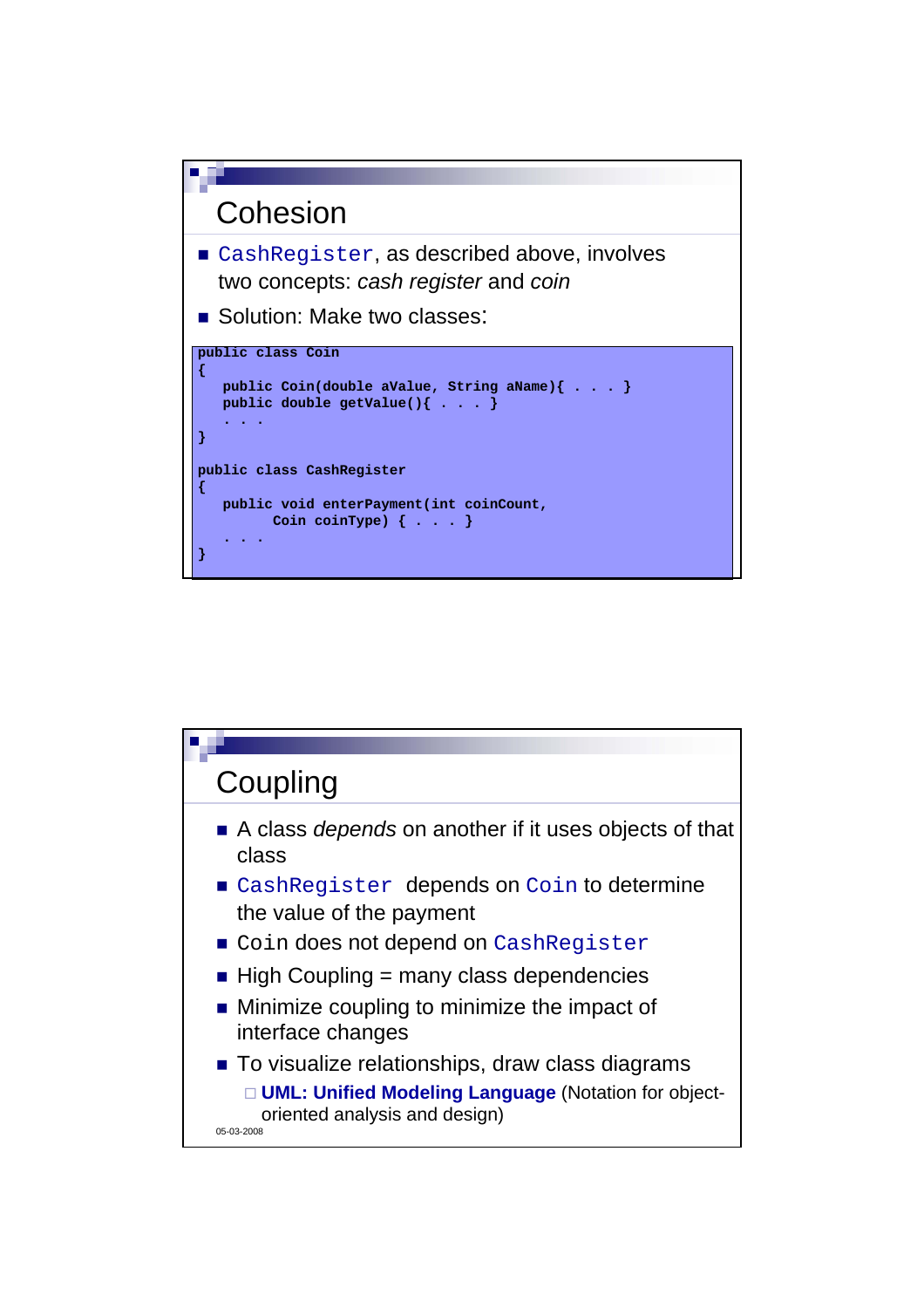## Cohesion

- `CashRegister`, as described above, involves two concepts: *cash register* and *coin*
- Solution: Make two classes:

```
public class Coin
{
   public Coin(double aValue, String aName){ . . . }
   public double getValue(){ . . . }
   . . .
}

public class CashRegister
{
   public void enterPayment(int coinCount,
         Coin coinType) { . . . }
   . . .
}
```

## Coupling

- A class *depends* on another if it uses objects of that class
- `CashRegister` depends on `Coin` to determine the value of the payment
- `Coin` does not depend on `CashRegister`
- High Coupling = many class dependencies
- Minimize coupling to minimize the impact of interface changes
- To visualize relationships, draw class diagrams
  - **UML: Unified Modeling Language** (Notation for object-oriented analysis and design)

05-03-2008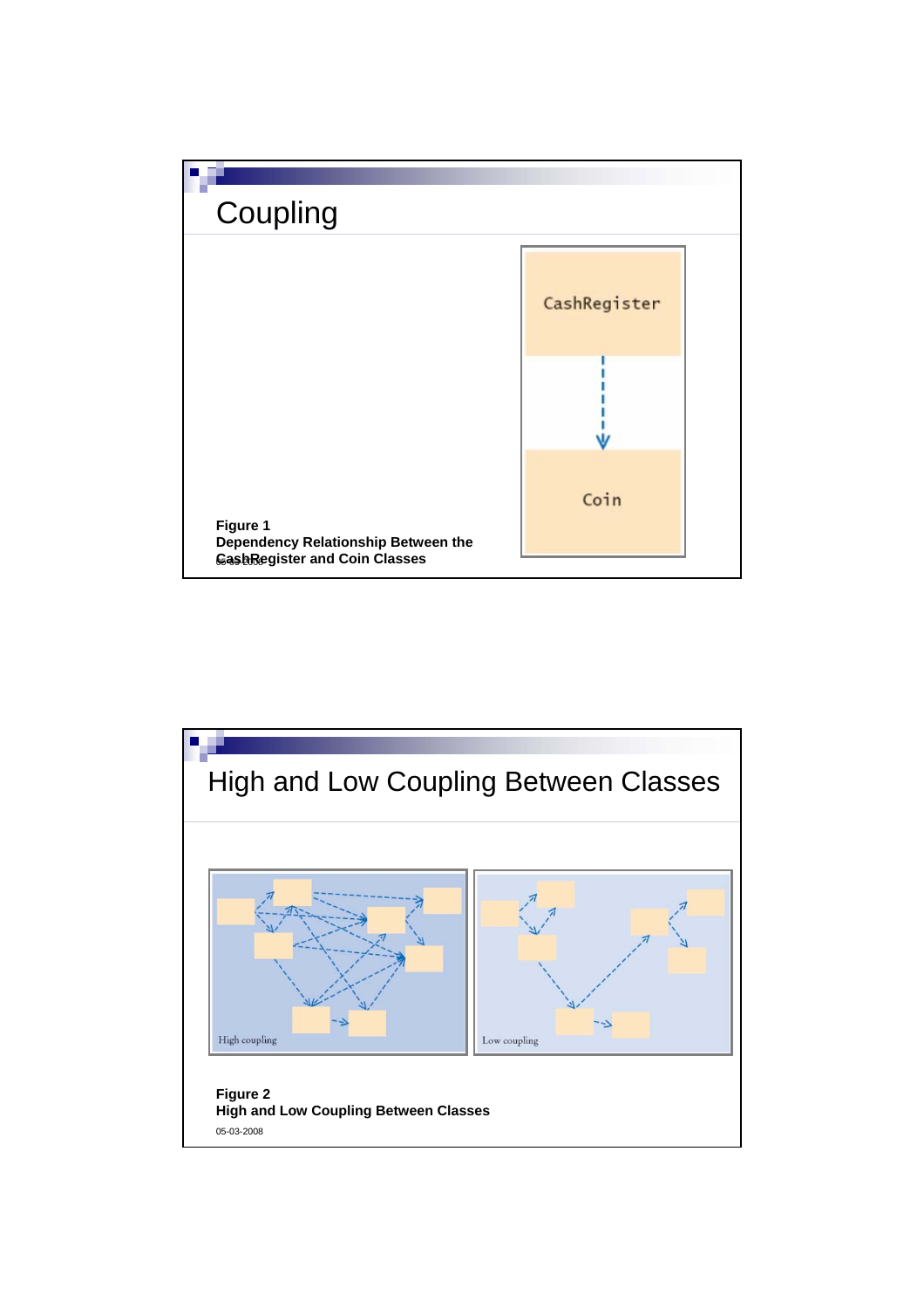# Coupling

**Figure 1**
**Dependency Relationship Between the CashRegister and Coin Classes**

# High and Low Coupling Between Classes

**Figure 2**
**High and Low Coupling Between Classes**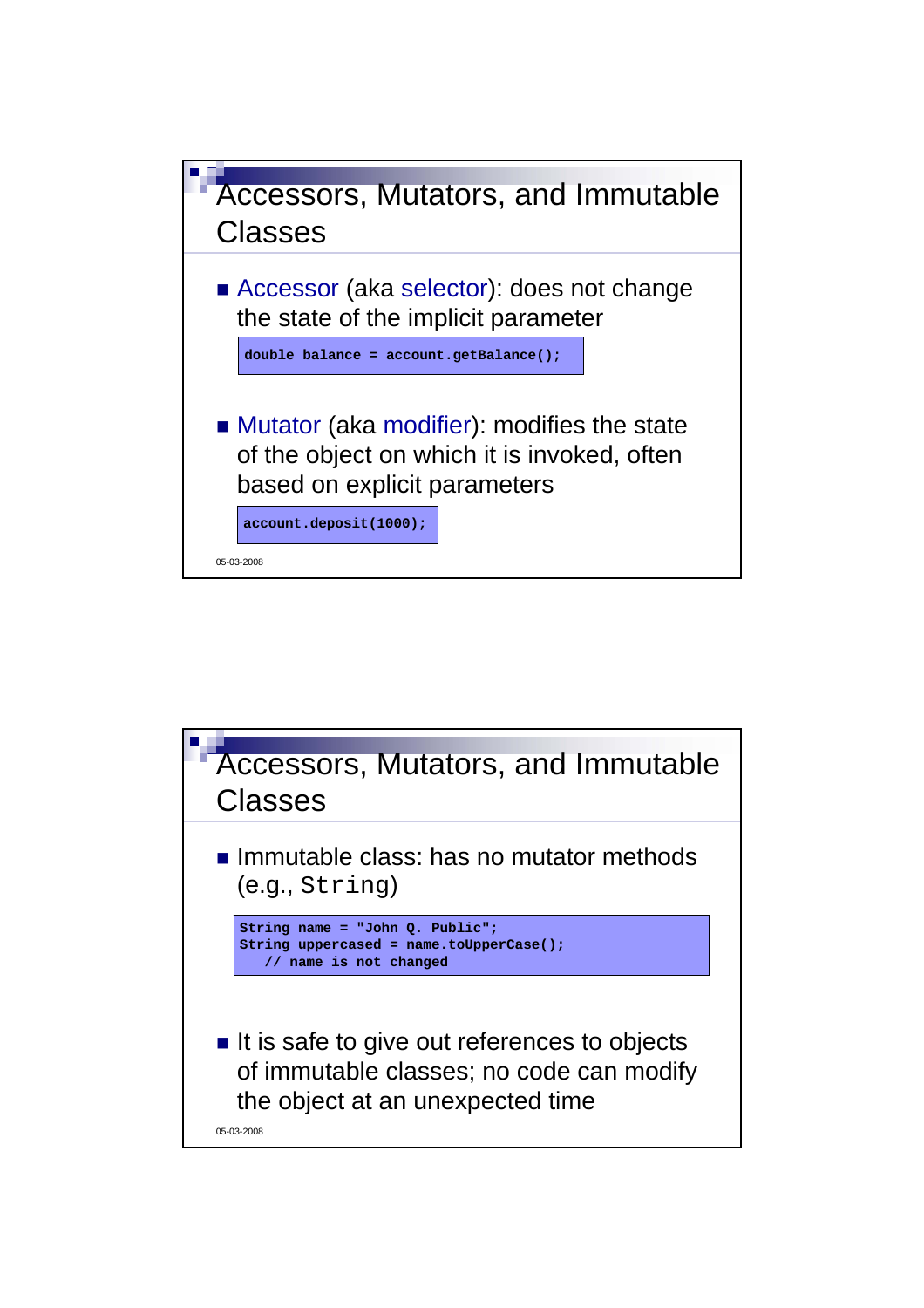## Accessors, Mutators, and Immutable Classes

- Accessor (aka selector): does not change the state of the implicit parameter

```
double balance = account.getBalance();
```

- Mutator (aka modifier): modifies the state of the object on which it is invoked, often based on explicit parameters

```
account.deposit(1000);
```

05-03-2008

## Accessors, Mutators, and Immutable Classes

- Immutable class: has no mutator methods (e.g., `String`)

```
String name = "John Q. Public";
String uppercased = name.toUpperCase();
   // name is not changed
```

- It is safe to give out references to objects of immutable classes; no code can modify the object at an unexpected time

05-03-2008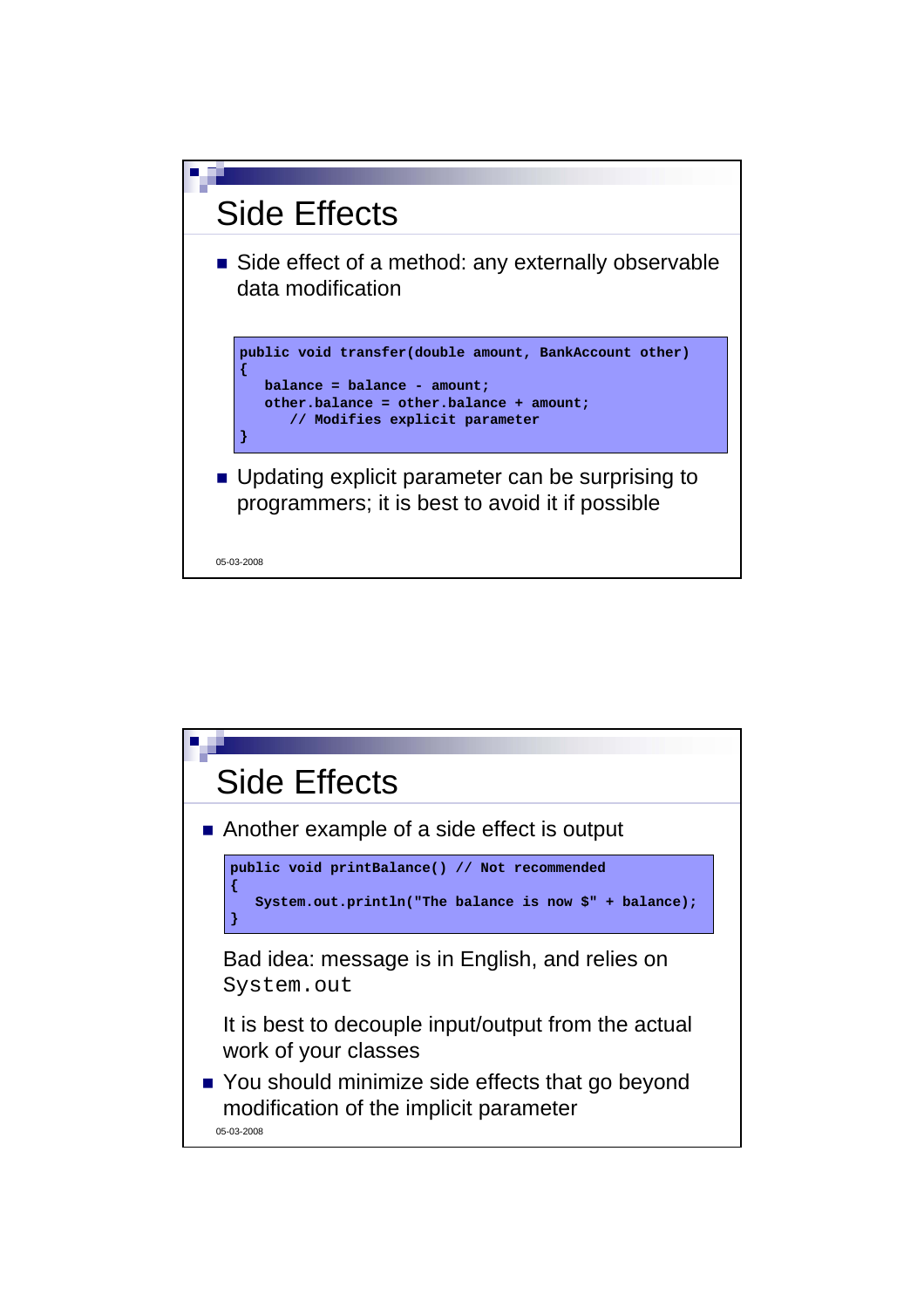## Side Effects

- Side effect of a method: any externally observable data modification

```
public void transfer(double amount, BankAccount other)
{
   balance = balance - amount;
   other.balance = other.balance + amount;
      // Modifies explicit parameter
}
```

- Updating explicit parameter can be surprising to programmers; it is best to avoid it if possible

## Side Effects

- Another example of a side effect is output

```
public void printBalance() // Not recommended
{
   System.out.println("The balance is now $" + balance);
}
```

  Bad idea: message is in English, and relies on `System.out`

  It is best to decouple input/output from the actual work of your classes

- You should minimize side effects that go beyond modification of the implicit parameter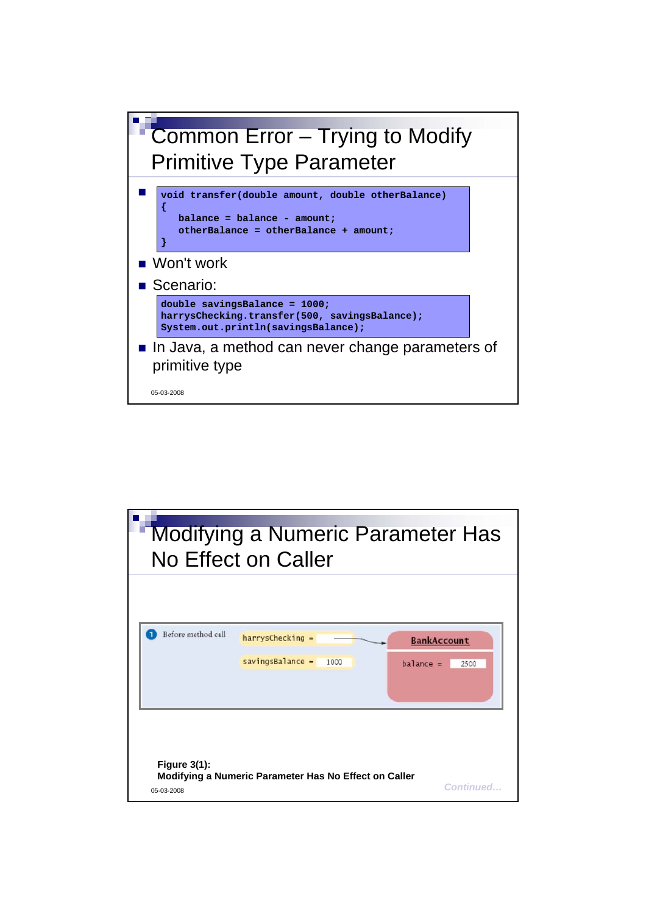## Common Error – Trying to Modify Primitive Type Parameter

- ```
  void transfer(double amount, double otherBalance)
  {
     balance = balance - amount;
     otherBalance = otherBalance + amount;
  }
  ```
- Won't work
- Scenario:

  ```
  double savingsBalance = 1000;
  harrysChecking.transfer(500, savingsBalance);
  System.out.println(savingsBalance);
  ```
- In Java, a method can never change parameters of primitive type

05-03-2008

## Modifying a Numeric Parameter Has No Effect on Caller

1 Before method call

harrysChecking =

savingsBalance = 1000

BankAccount

balance = 2500

**Figure 3(1):**
**Modifying a Numeric Parameter Has No Effect on Caller**

05-03-2008

*Continued…*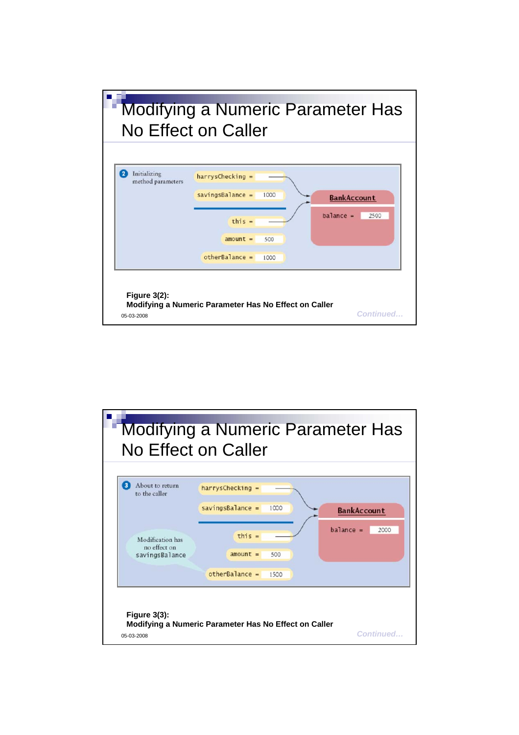# Modifying a Numeric Parameter Has No Effect on Caller

**2** Initializing method parameters

- harrysChecking = →
- savingsBalance = 1000
- this = →
- amount = 500
- otherBalance = 1000

**BankAccount**

- balance = 2500

**Figure 3(2):**
**Modifying a Numeric Parameter Has No Effect on Caller**

*Continued…*

# Modifying a Numeric Parameter Has No Effect on Caller

**3** About to return to the caller

- harrysChecking = →
- savingsBalance = 1000
- this = →
- amount = 500
- otherBalance = 1500

**BankAccount**

- balance = 2000

Modification has no effect on savingsBalance

**Figure 3(3):**
**Modifying a Numeric Parameter Has No Effect on Caller**

*Continued…*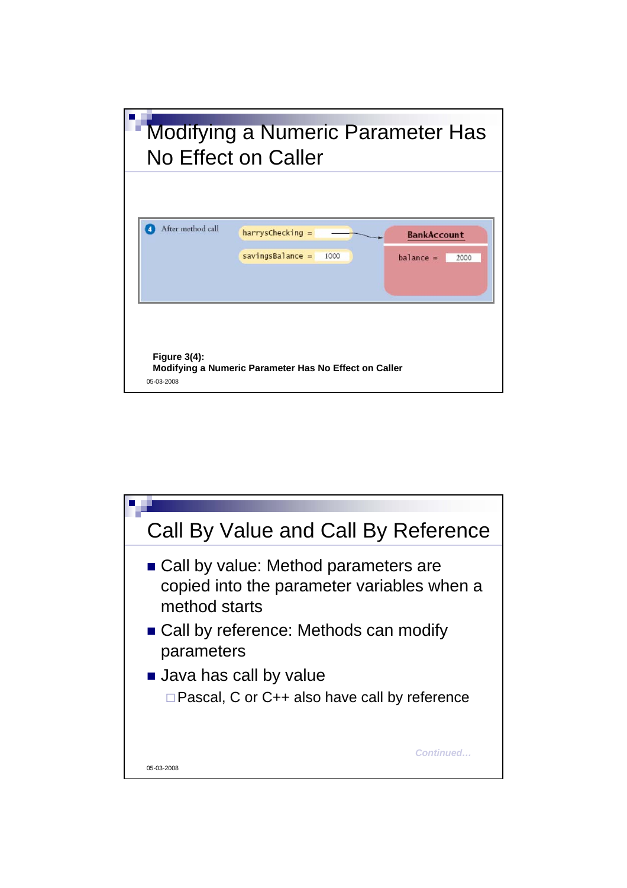# Modifying a Numeric Parameter Has No Effect on Caller

4 After method call

harrysChecking =

savingsBalance = 1000

BankAccount

balance = 2000

**Figure 3(4):**
**Modifying a Numeric Parameter Has No Effect on Caller**

05-03-2008

# Call By Value and Call By Reference

- Call by value: Method parameters are copied into the parameter variables when a method starts
- Call by reference: Methods can modify parameters
- Java has call by value
  - Pascal, C or C++ also have call by reference

*Continued…*

05-03-2008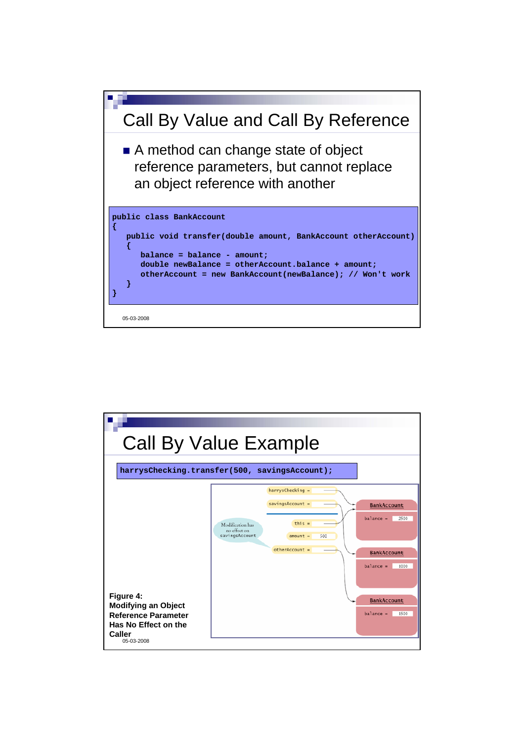## Call By Value and Call By Reference

- A method can change state of object reference parameters, but cannot replace an object reference with another

```
public class BankAccount
{
   public void transfer(double amount, BankAccount otherAccount)
   {
      balance = balance - amount;
      double newBalance = otherAccount.balance + amount;
      otherAccount = new BankAccount(newBalance); // Won't work
   }
}
```

05-03-2008

## Call By Value Example

```
harrysChecking.transfer(500, savingsAccount);
```

harrysChecking =
savingsAccount =
this =
amount = 500
otherAccount =

Modification has no effect on savingsAccount

BankAccount
balance = 2500

BankAccount
balance = 1000

BankAccount
balance = 1500

**Figure 4: Modifying an Object Reference Parameter Has No Effect on the Caller**

05-03-2008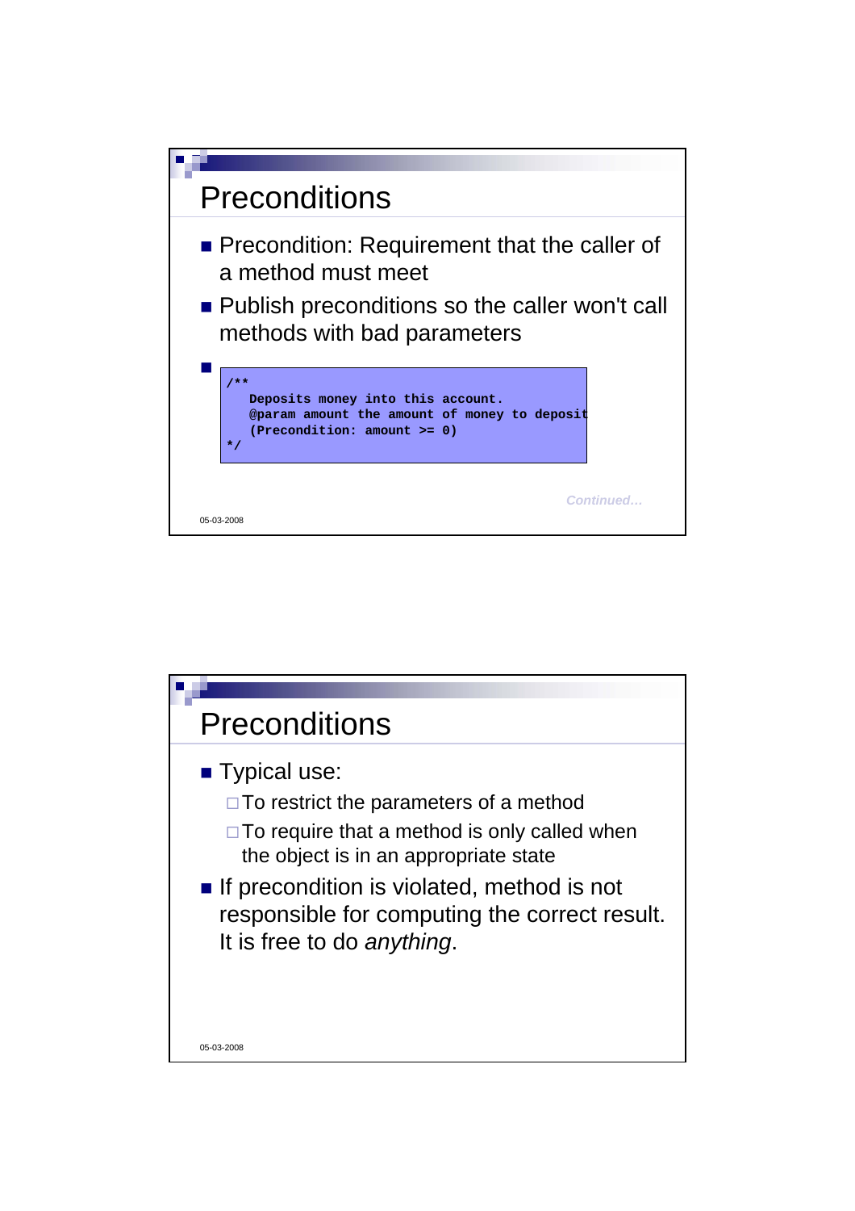## Preconditions

- Precondition: Requirement that the caller of a method must meet
- Publish preconditions so the caller won't call methods with bad parameters
- ```
  /**
     Deposits money into this account.
     @param amount the amount of money to deposit
     (Precondition: amount >= 0)
  */
  ```

*Continued…*

## Preconditions

- Typical use:
  - To restrict the parameters of a method
  - To require that a method is only called when the object is in an appropriate state
- If precondition is violated, method is not responsible for computing the correct result. It is free to do *anything*.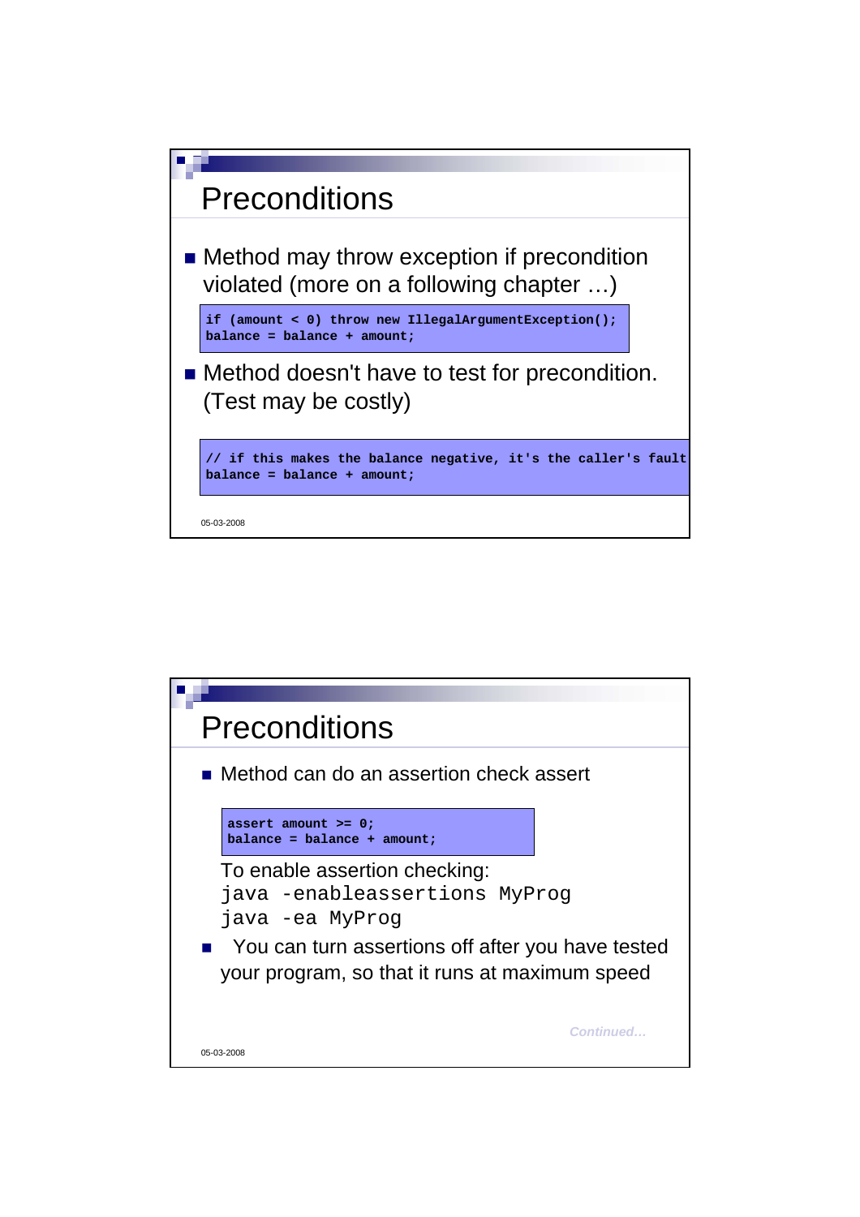## Preconditions

- Method may throw exception if precondition violated (more on a following chapter …)

```
if (amount < 0) throw new IllegalArgumentException();
balance = balance + amount;
```

- Method doesn't have to test for precondition. (Test may be costly)

```
// if this makes the balance negative, it's the caller's fault
balance = balance + amount;
```

05-03-2008

## Preconditions

- Method can do an assertion check assert

```
assert amount >= 0;
balance = balance + amount;
```

To enable assertion checking:
`java -enableassertions MyProg`
`java -ea MyProg`

- You can turn assertions off after you have tested your program, so that it runs at maximum speed

*Continued…*

05-03-2008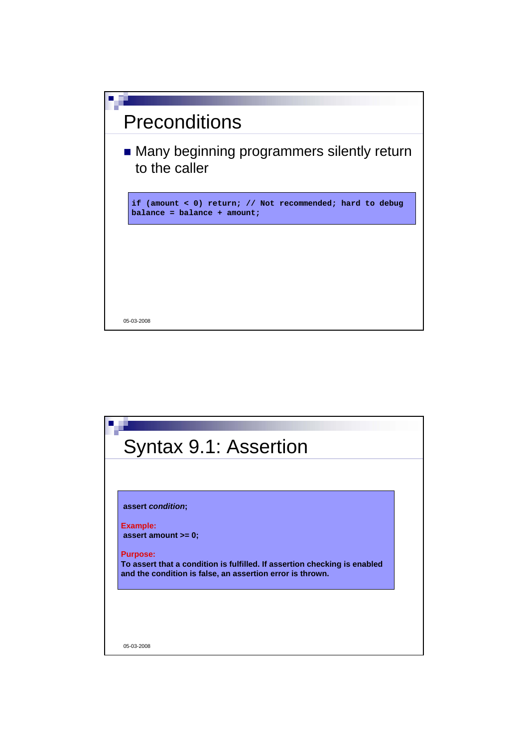## Preconditions

- Many beginning programmers silently return to the caller

```
if (amount < 0) return; // Not recommended; hard to debug
balance = balance + amount;
```

## Syntax 9.1: Assertion

**assert *condition*;**

**Example:**
**assert amount >= 0;**

**Purpose:**
**To assert that a condition is fulfilled. If assertion checking is enabled and the condition is false, an assertion error is thrown.**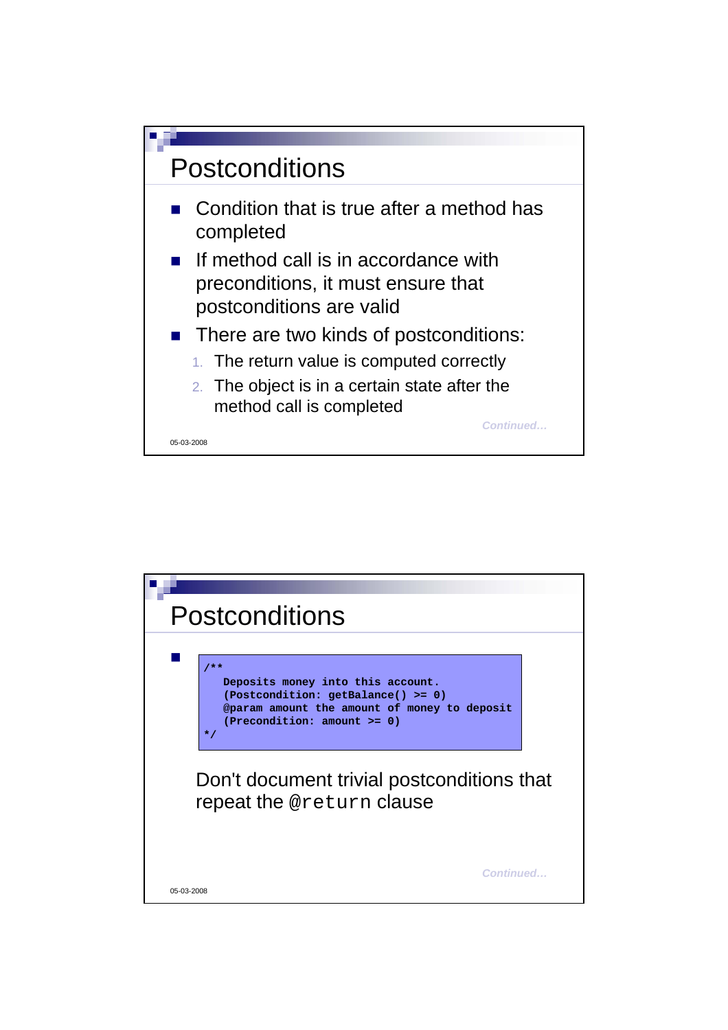## Postconditions

- Condition that is true after a method has completed
- If method call is in accordance with preconditions, it must ensure that postconditions are valid
- There are two kinds of postconditions:
  1. The return value is computed correctly
  2. The object is in a certain state after the method call is completed

*Continued…*

## Postconditions

```
/**
   Deposits money into this account.
   (Postcondition: getBalance() >= 0)
   @param amount the amount of money to deposit
   (Precondition: amount >= 0)
*/
```

Don't document trivial postconditions that repeat the `@return` clause

*Continued…*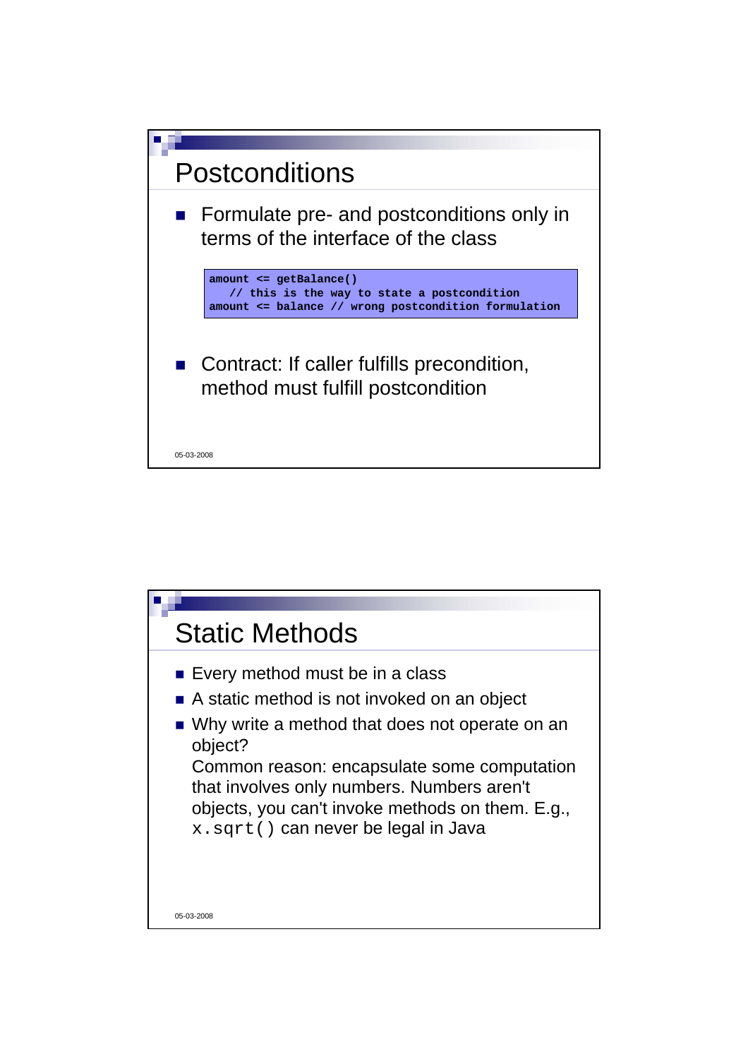## Postconditions

- Formulate pre- and postconditions only in terms of the interface of the class

```
amount <= getBalance()
   // this is the way to state a postcondition
amount <= balance // wrong postcondition formulation
```

- Contract: If caller fulfills precondition, method must fulfill postcondition

## Static Methods

- Every method must be in a class
- A static method is not invoked on an object
- Why write a method that does not operate on an object?
  Common reason: encapsulate some computation that involves only numbers. Numbers aren't objects, you can't invoke methods on them. E.g., `x.sqrt()` can never be legal in Java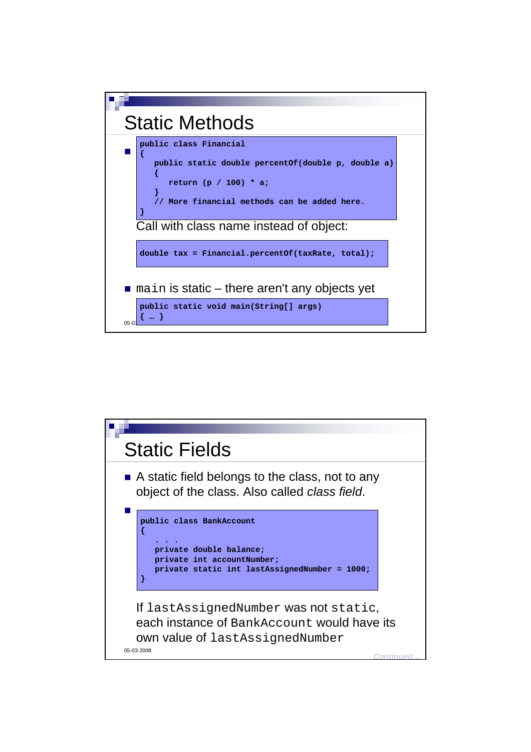# Static Methods

- ```
  public class Financial
  {
     public static double percentOf(double p, double a)
     {
        return (p / 100) * a;
     }
     // More financial methods can be added here.
  }
  ```
  Call with class name instead of object:
  ```
  double tax = Financial.percentOf(taxRate, total);
  ```
- `main` is static – there aren't any objects yet
  ```
  public static void main(String[] args)
  { … }
  ```

# Static Fields

- A static field belongs to the class, not to any object of the class. Also called *class field*.
- ```
  public class BankAccount
  {
     . . .
     private double balance;
     private int accountNumber;
     private static int lastAssignedNumber = 1000;
  }
  ```
  If `lastAssignedNumber` was not `static`, each instance of `BankAccount` would have its own value of `lastAssignedNumber`

*Continued…*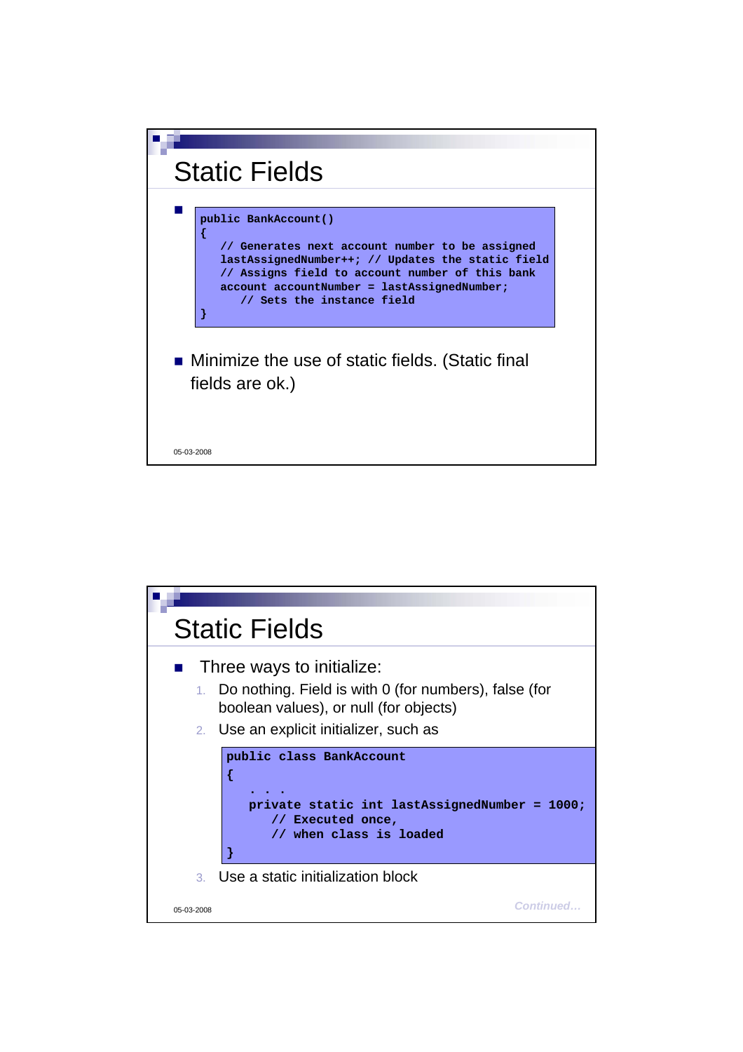# Static Fields

```
public BankAccount()
{
   // Generates next account number to be assigned
   lastAssignedNumber++; // Updates the static field
   // Assigns field to account number of this bank
   account accountNumber = lastAssignedNumber;
      // Sets the instance field
}
```

- Minimize the use of static fields. (Static final fields are ok.)

05-03-2008

# Static Fields

- Three ways to initialize:
  1. Do nothing. Field is with 0 (for numbers), false (for boolean values), or null (for objects)
  2. Use an explicit initializer, such as

```
public class BankAccount
{
   . . .
   private static int lastAssignedNumber = 1000;
      // Executed once,
      // when class is loaded
}
```

  3. Use a static initialization block

05-03-2008

*Continued…*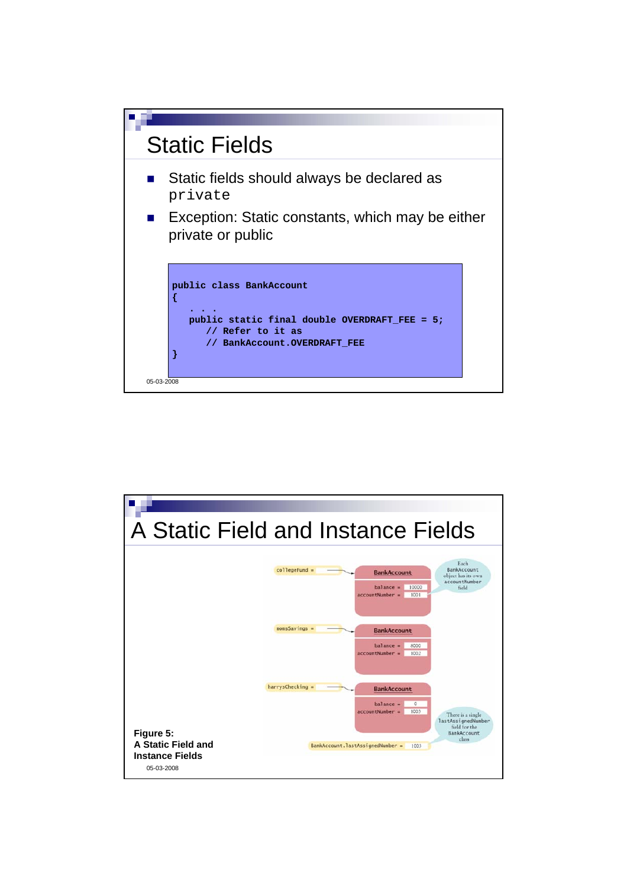# Static Fields

- Static fields should always be declared as `private`
- Exception: Static constants, which may be either private or public

```
public class BankAccount
{
   . . .
   public static final double OVERDRAFT_FEE = 5;
      // Refer to it as
      // BankAccount.OVERDRAFT_FEE
}
```

# A Static Field and Instance Fields

Figure 5:
A Static Field and Instance Fields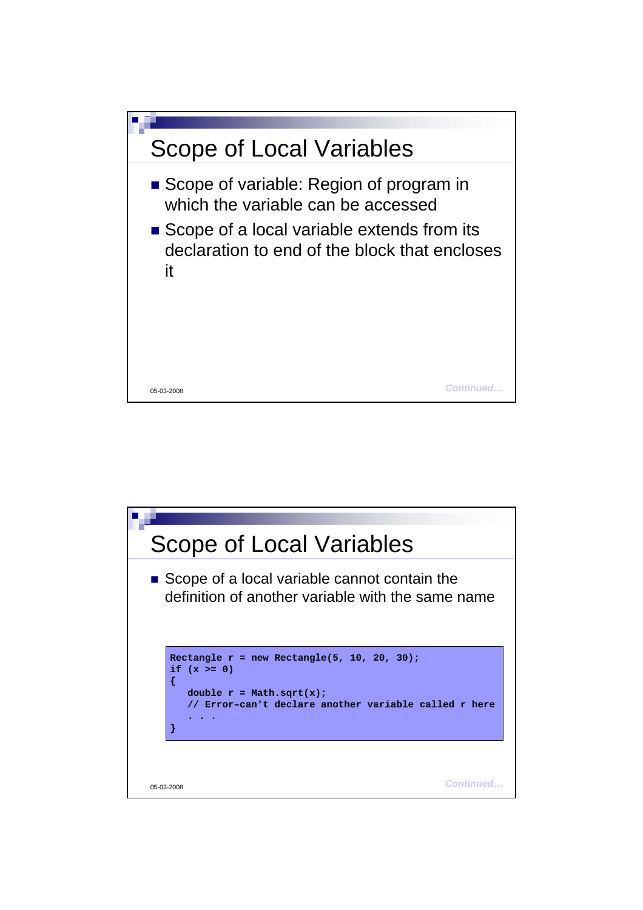# Scope of Local Variables

- Scope of variable: Region of program in which the variable can be accessed
- Scope of a local variable extends from its declaration to end of the block that encloses it

*Continued…*

# Scope of Local Variables

- Scope of a local variable cannot contain the definition of another variable with the same name

```
Rectangle r = new Rectangle(5, 10, 20, 30);
if (x >= 0)
{
   double r = Math.sqrt(x);
   // Error–can't declare another variable called r here
   . . .
}
```

*Continued…*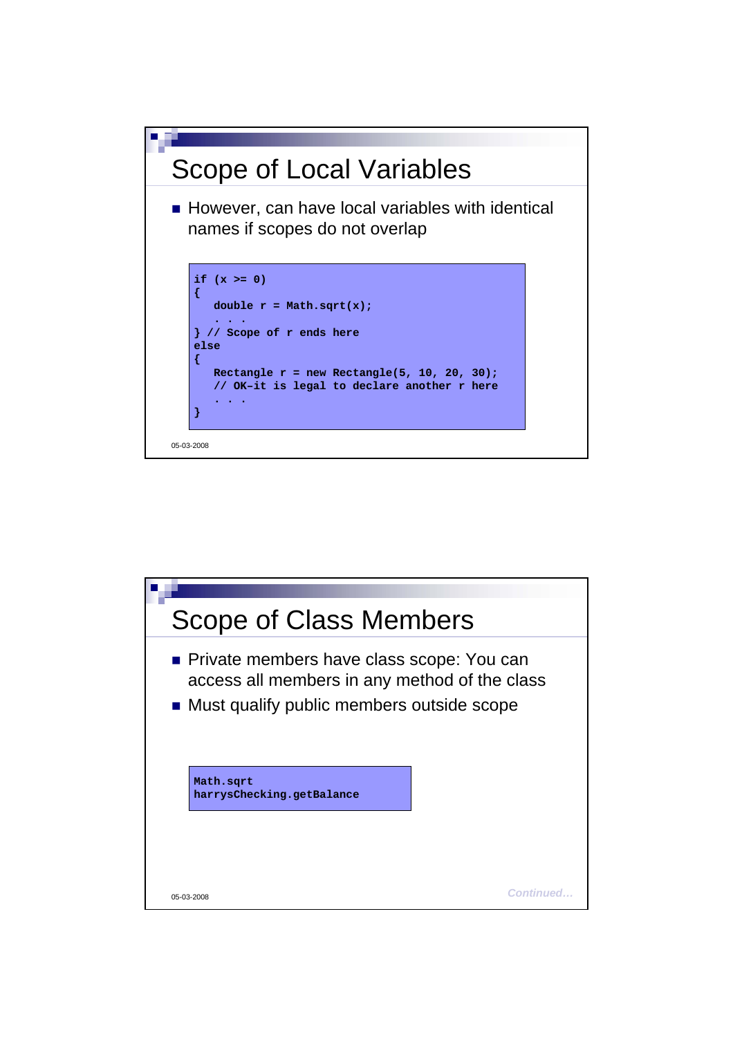# Scope of Local Variables

- However, can have local variables with identical names if scopes do not overlap

```
if (x >= 0)
{
   double r = Math.sqrt(x);
   . . .
} // Scope of r ends here
else
{
   Rectangle r = new Rectangle(5, 10, 20, 30);
   // OK-it is legal to declare another r here
   . . .
}
```

# Scope of Class Members

- Private members have class scope: You can access all members in any method of the class
- Must qualify public members outside scope

```
Math.sqrt
harrysChecking.getBalance
```

*Continued…*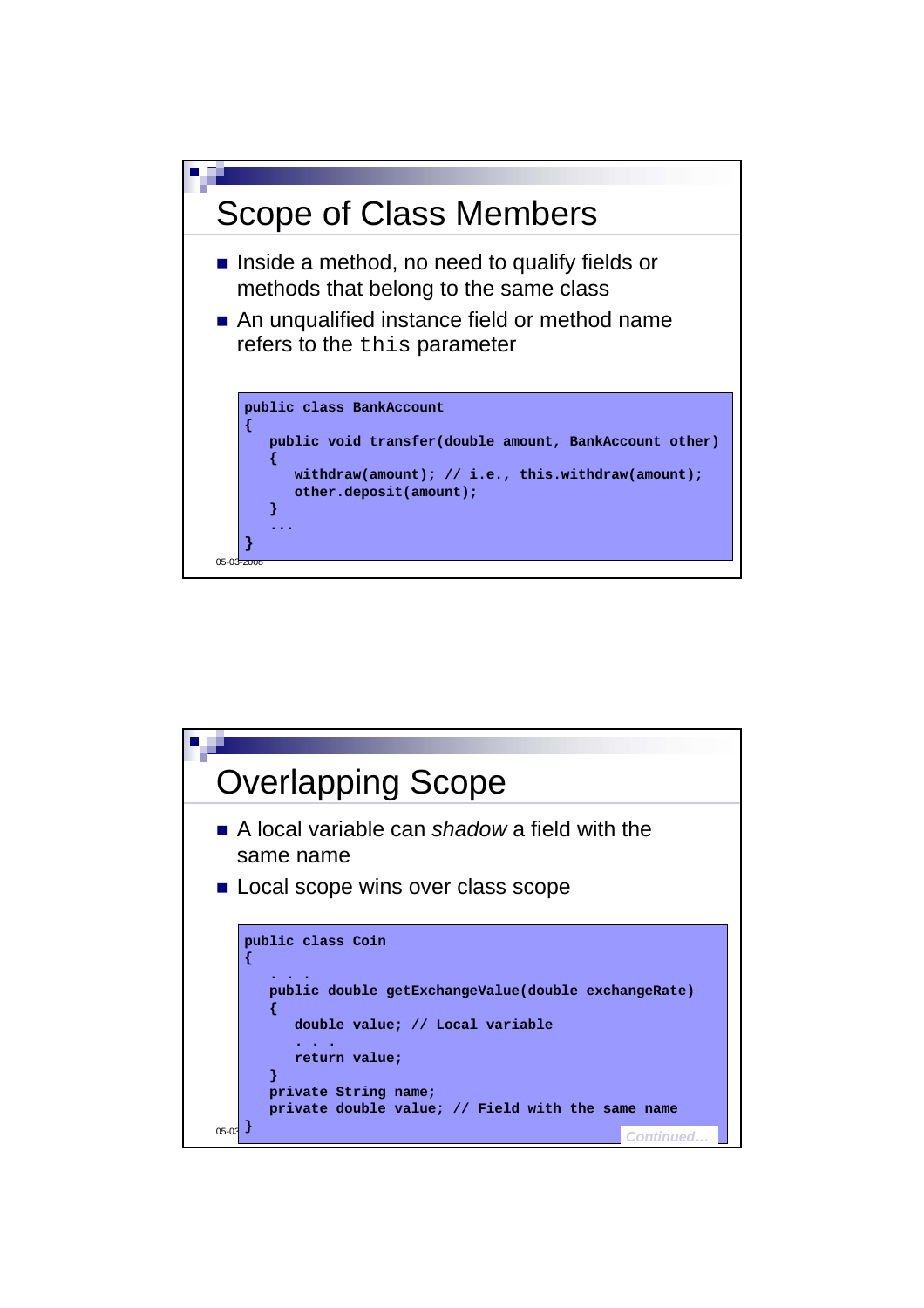## Scope of Class Members

- Inside a method, no need to qualify fields or methods that belong to the same class
- An unqualified instance field or method name refers to the `this` parameter

```
public class BankAccount
{
   public void transfer(double amount, BankAccount other)
   {
      withdraw(amount); // i.e., this.withdraw(amount);
      other.deposit(amount);
   }
   ...
}
```

## Overlapping Scope

- A local variable can *shadow* a field with the same name
- Local scope wins over class scope

```
public class Coin
{
   . . .
   public double getExchangeValue(double exchangeRate)
   {
      double value; // Local variable
      . . .
      return value;
   }
   private String name;
   private double value; // Field with the same name
}
```

*Continued…*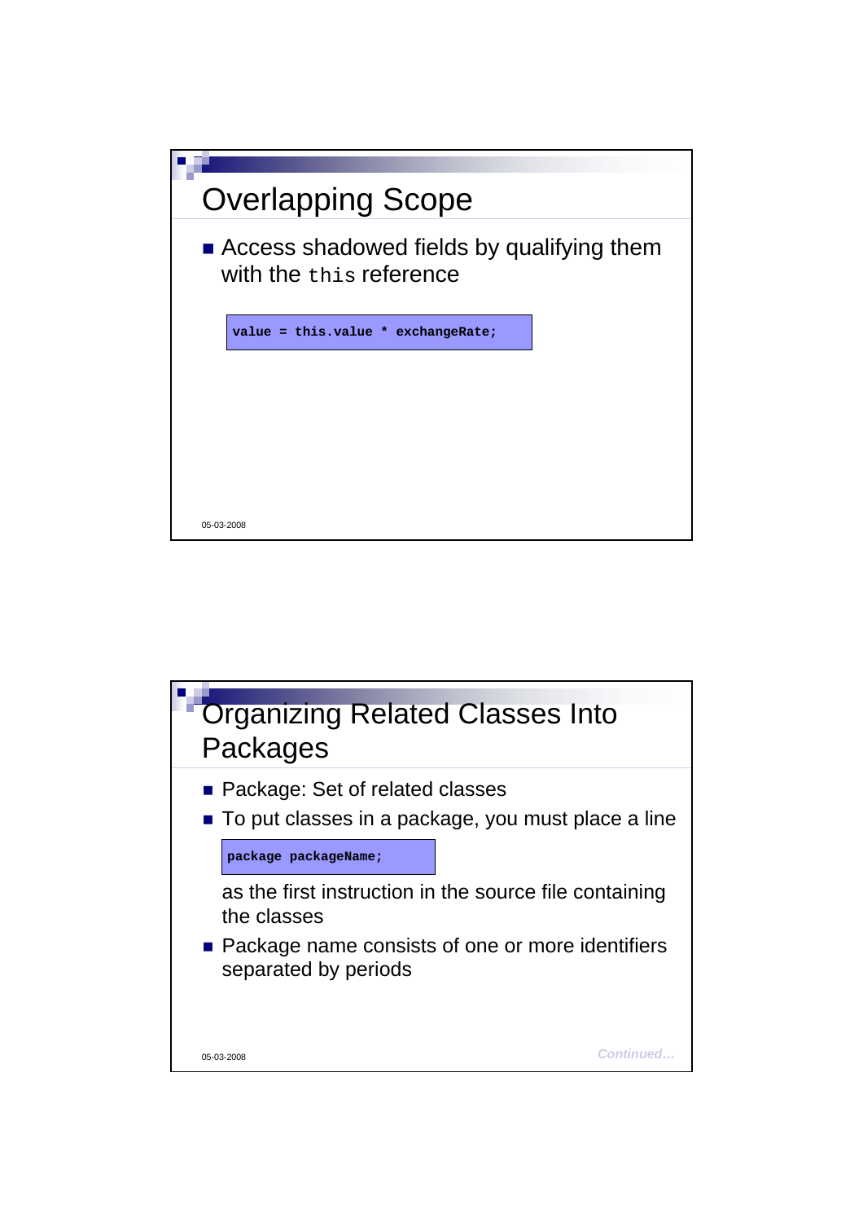## Overlapping Scope

- Access shadowed fields by qualifying them with the `this` reference

```
value = this.value * exchangeRate;
```

05-03-2008

## Organizing Related Classes Into Packages

- Package: Set of related classes
- To put classes in a package, you must place a line

```
package packageName;
```

as the first instruction in the source file containing the classes

- Package name consists of one or more identifiers separated by periods

05-03-2008

*Continued…*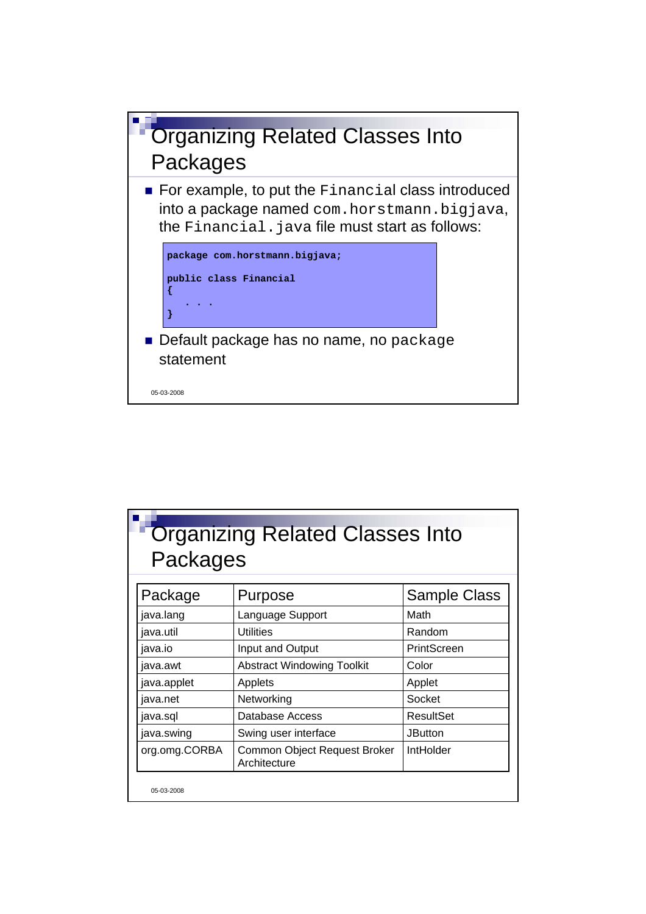## Organizing Related Classes Into Packages

- For example, to put the `Financial` class introduced into a package named `com.horstmann.bigjava`, the `Financial.java` file must start as follows:

```
package com.horstmann.bigjava;

public class Financial
{
   . . .
}
```

- Default package has no name, no `package` statement

## Organizing Related Classes Into Packages

| Package | Purpose | Sample Class |
|---|---|---|
| java.lang | Language Support | Math |
| java.util | Utilities | Random |
| java.io | Input and Output | PrintScreen |
| java.awt | Abstract Windowing Toolkit | Color |
| java.applet | Applets | Applet |
| java.net | Networking | Socket |
| java.sql | Database Access | ResultSet |
| java.swing | Swing user interface | JButton |
| org.omg.CORBA | Common Object Request Broker Architecture | IntHolder |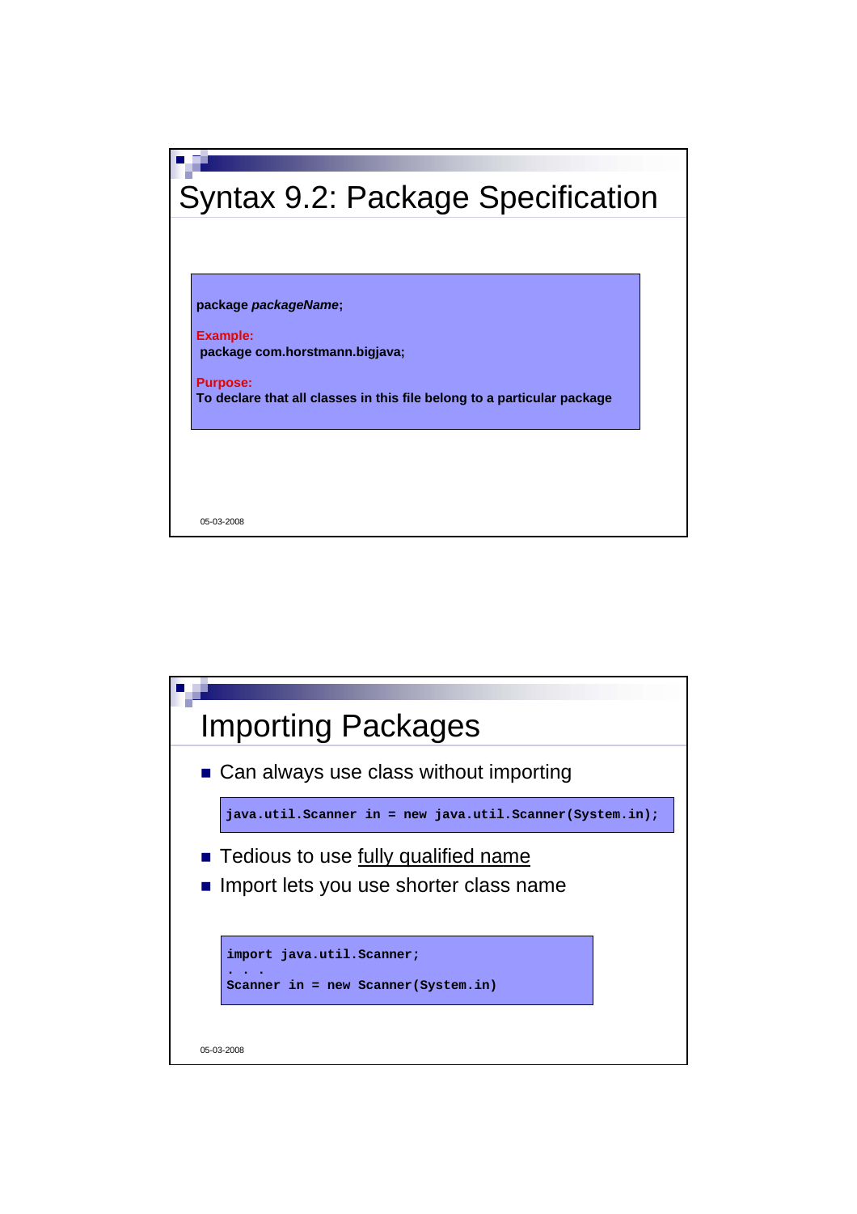## Syntax 9.2: Package Specification

**package *packageName*;**

**Example:**
**package com.horstmann.bigjava;**

**Purpose:**
**To declare that all classes in this file belong to a particular package**

## Importing Packages

- Can always use class without importing

```
java.util.Scanner in = new java.util.Scanner(System.in);
```

- Tedious to use fully qualified name
- Import lets you use shorter class name

```
import java.util.Scanner;
. . .
Scanner in = new Scanner(System.in)
```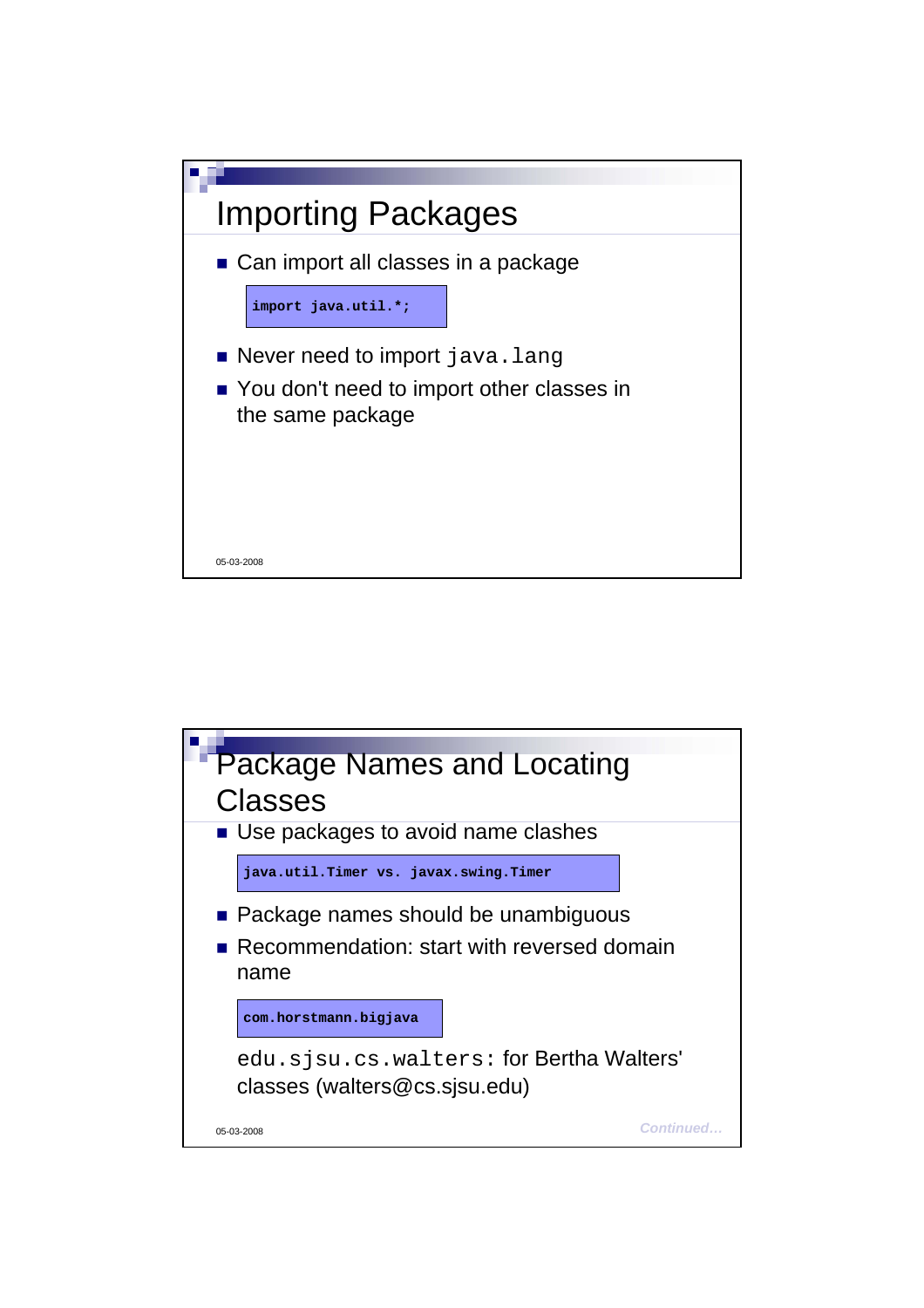## Importing Packages

- Can import all classes in a package

```
import java.util.*;
```

- Never need to import `java.lang`
- You don't need to import other classes in the same package

## Package Names and Locating Classes

- Use packages to avoid name clashes

```
java.util.Timer vs. javax.swing.Timer
```

- Package names should be unambiguous
- Recommendation: start with reversed domain name

```
com.horstmann.bigjava
```

`edu.sjsu.cs.walters`: for Bertha Walters' classes (walters@cs.sjsu.edu)

*Continued…*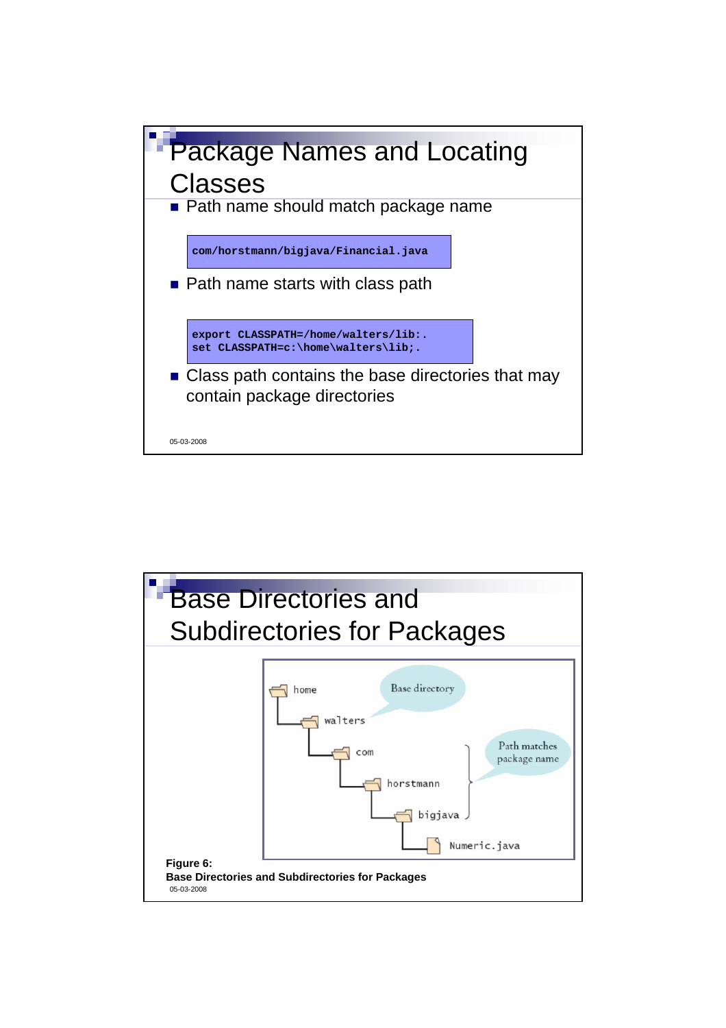## Package Names and Locating Classes

- Path name should match package name

```
com/horstmann/bigjava/Financial.java
```

- Path name starts with class path

```
export CLASSPATH=/home/walters/lib:.
set CLASSPATH=c:\home\walters\lib;.
```

- Class path contains the base directories that may contain package directories

05-03-2008

## Base Directories and Subdirectories for Packages

home
walters
com
horstmann
bigjava
Numeric.java
Base directory
Path matches package name

**Figure 6:**
**Base Directories and Subdirectories for Packages**

05-03-2008